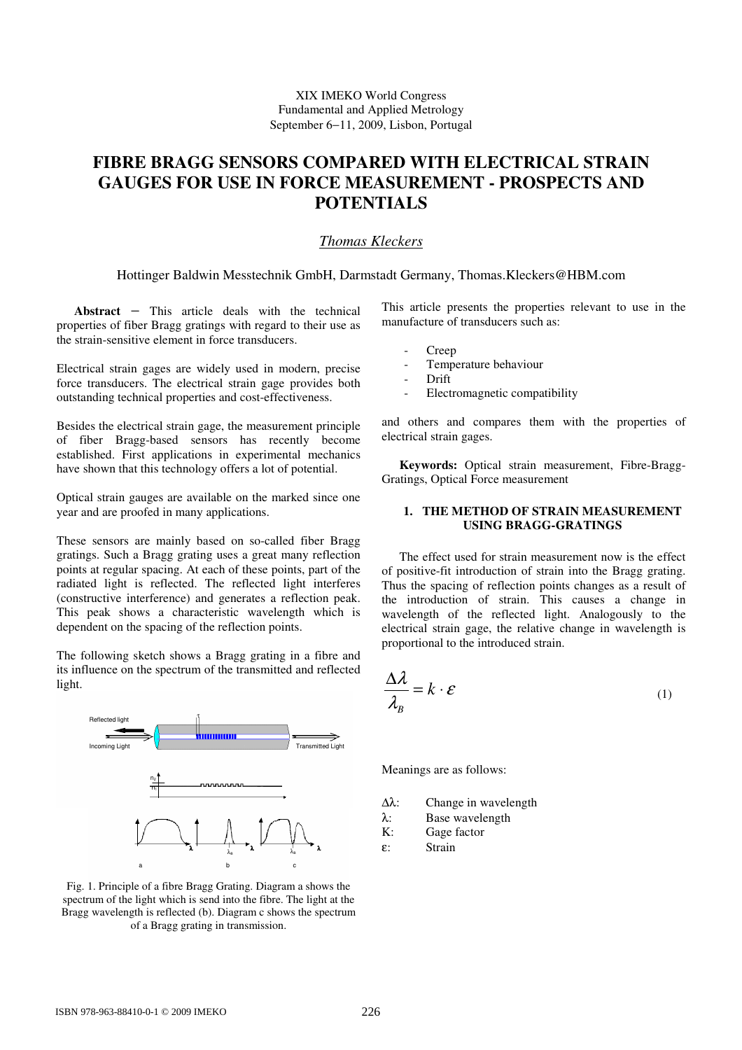XIX IMEKO World Congress
Fundamental and Applied Metrology
September 6−11, 2009, Lisbon, Portugal

# FIBRE BRAGG SENSORS COMPARED WITH ELECTRICAL STRAIN GAUGES FOR USE IN FORCE MEASUREMENT - PROSPECTS AND POTENTIALS

*Thomas Kleckers*

Hottinger Baldwin Messtechnik GmbH, Darmstadt Germany, Thomas.Kleckers@HBM.com

**Abstract** − This article deals with the technical properties of fiber Bragg gratings with regard to their use as the strain-sensitive element in force transducers.

Electrical strain gages are widely used in modern, precise force transducers. The electrical strain gage provides both outstanding technical properties and cost-effectiveness.

Besides the electrical strain gage, the measurement principle of fiber Bragg-based sensors has recently become established. First applications in experimental mechanics have shown that this technology offers a lot of potential.

Optical strain gauges are available on the marked since one year and are proofed in many applications.

These sensors are mainly based on so-called fiber Bragg gratings. Such a Bragg grating uses a great many reflection points at regular spacing. At each of these points, part of the radiated light is reflected. The reflected light interferes (constructive interference) and generates a reflection peak. This peak shows a characteristic wavelength which is dependent on the spacing of the reflection points.

The following sketch shows a Bragg grating in a fibre and its influence on the spectrum of the transmitted and reflected light.

Fig. 1. Principle of a fibre Bragg Grating. Diagram a shows the spectrum of the light which is send into the fibre. The light at the Bragg wavelength is reflected (b). Diagram c shows the spectrum of a Bragg grating in transmission.

This article presents the properties relevant to use in the manufacture of transducers such as:

- Creep
- Temperature behaviour
- Drift
- Electromagnetic compatibility

and others and compares them with the properties of electrical strain gages.

**Keywords:** Optical strain measurement, Fibre-Bragg-Gratings, Optical Force measurement

## 1. THE METHOD OF STRAIN MEASUREMENT USING BRAGG-GRATINGS

The effect used for strain measurement now is the effect of positive-fit introduction of strain into the Bragg grating. Thus the spacing of reflection points changes as a result of the introduction of strain. This causes a change in wavelength of the reflected light. Analogously to the electrical strain gage, the relative change in wavelength is proportional to the introduced strain.

$$\frac{\Delta\lambda}{\lambda_B} = k \cdot \varepsilon \tag{1}$$

Meanings are as follows:

| | |
|---|---|
| $\Delta\lambda$: | Change in wavelength |
| $\lambda$: | Base wavelength |
| K: | Gage factor |
| $\varepsilon$: | Strain |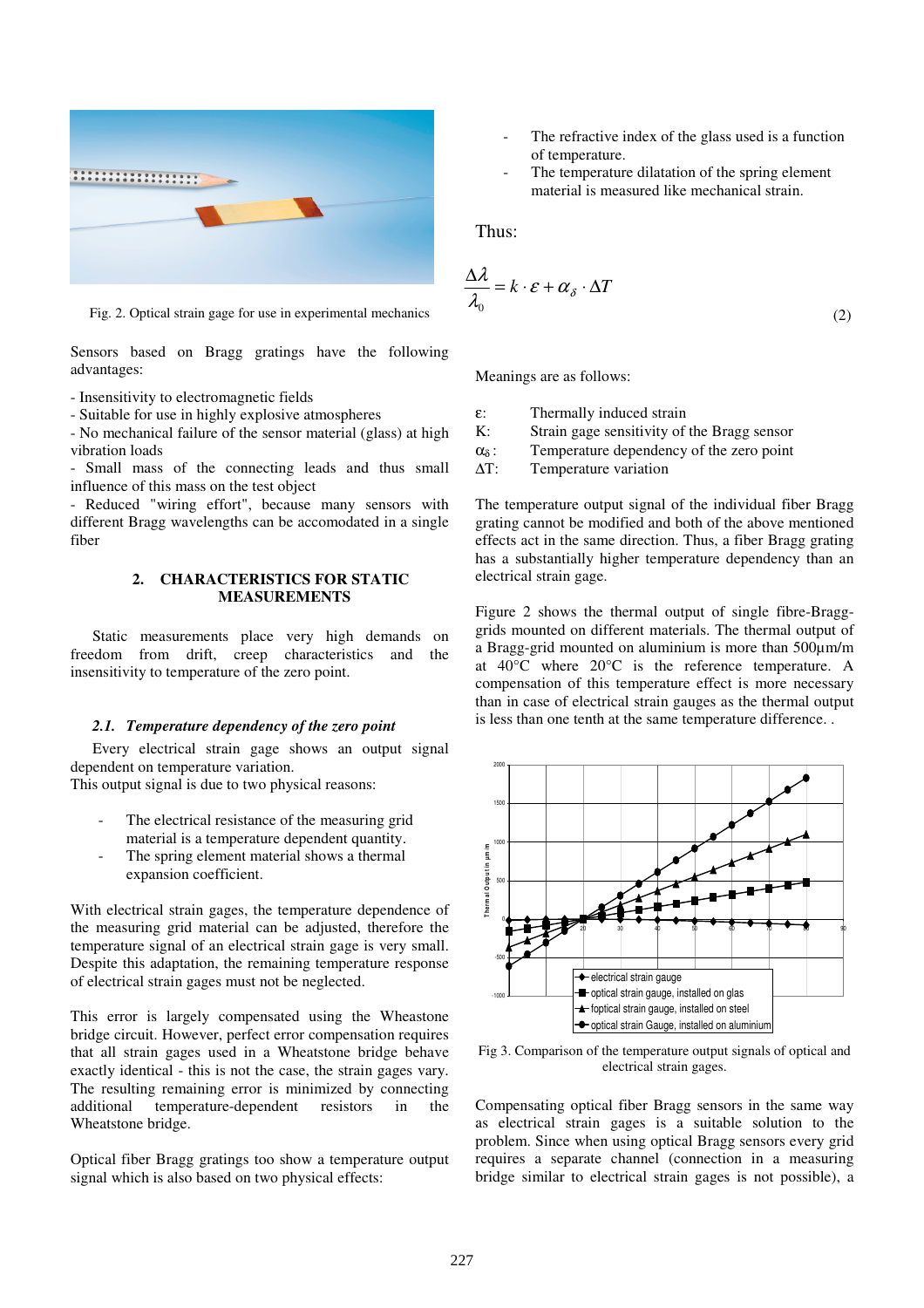Fig. 2. Optical strain gage for use in experimental mechanics

Sensors based on Bragg gratings have the following advantages:

- Insensitivity to electromagnetic fields
- Suitable for use in highly explosive atmospheres
- No mechanical failure of the sensor material (glass) at high vibration loads
- Small mass of the connecting leads and thus small influence of this mass on the test object
- Reduced "wiring effort", because many sensors with different Bragg wavelengths can be accomodated in a single fiber

## 2. CHARACTERISTICS FOR STATIC MEASUREMENTS

Static measurements place very high demands on freedom from drift, creep characteristics and the insensitivity to temperature of the zero point.

### *2.1. Temperature dependency of the zero point*

Every electrical strain gage shows an output signal dependent on temperature variation.
This output signal is due to two physical reasons:

- The electrical resistance of the measuring grid material is a temperature dependent quantity.
- The spring element material shows a thermal expansion coefficient.

With electrical strain gages, the temperature dependence of the measuring grid material can be adjusted, therefore the temperature signal of an electrical strain gage is very small. Despite this adaptation, the remaining temperature response of electrical strain gages must not be neglected.

This error is largely compensated using the Wheatstone bridge circuit. However, perfect error compensation requires that all strain gages used in a Wheatstone bridge behave exactly identical - this is not the case, the strain gages vary. The resulting remaining error is minimized by connecting additional temperature-dependent resistors in the Wheatstone bridge.

Optical fiber Bragg gratings too show a temperature output signal which is also based on two physical effects:

- The refractive index of the glass used is a function of temperature.
- The temperature dilatation of the spring element material is measured like mechanical strain.

Thus:

$$\frac{\Delta\lambda}{\lambda_0} = k \cdot \varepsilon + \alpha_\delta \cdot \Delta T \tag{2}$$

Meanings are as follows:

| | |
|---|---|
| $\varepsilon$: | Thermally induced strain |
| K: | Strain gage sensitivity of the Bragg sensor |
| $\alpha_\delta$: | Temperature dependency of the zero point |
| $\Delta T$: | Temperature variation |

The temperature output signal of the individual fiber Bragg grating cannot be modified and both of the above mentioned effects act in the same direction. Thus, a fiber Bragg grating has a substantially higher temperature dependency than an electrical strain gage.

Figure 2 shows the thermal output of single fibre-Bragg-grids mounted on different materials. The thermal output of a Bragg-grid mounted on aluminium is more than 500µm/m at 40°C where 20°C is the reference temperature. A compensation of this temperature effect is more necessary than in case of electrical strain gauges as the thermal output is less than one tenth at the same temperature difference. .

Fig 3. Comparison of the temperature output signals of optical and electrical strain gages.

Compensating optical fiber Bragg sensors in the same way as electrical strain gages is a suitable solution to the problem. Since when using optical Bragg sensors every grid requires a separate channel (connection in a measuring bridge similar to electrical strain gages is not possible), a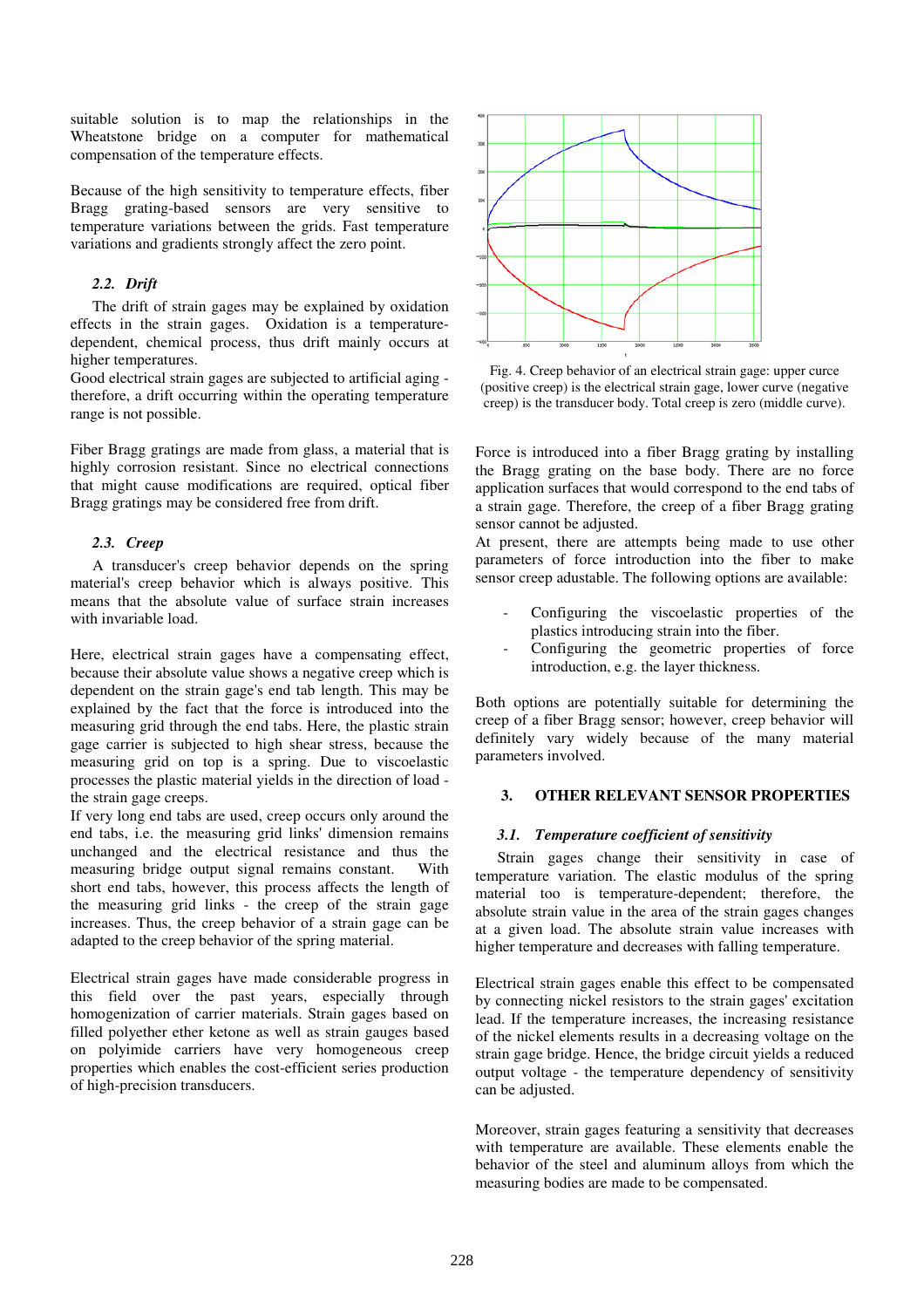suitable solution is to map the relationships in the Wheatstone bridge on a computer for mathematical compensation of the temperature effects.

Because of the high sensitivity to temperature effects, fiber Bragg grating-based sensors are very sensitive to temperature variations between the grids. Fast temperature variations and gradients strongly affect the zero point.

### 2.2. Drift

The drift of strain gages may be explained by oxidation effects in the strain gages. Oxidation is a temperature-dependent, chemical process, thus drift mainly occurs at higher temperatures.
Good electrical strain gages are subjected to artificial aging - therefore, a drift occurring within the operating temperature range is not possible.

Fiber Bragg gratings are made from glass, a material that is highly corrosion resistant. Since no electrical connections that might cause modifications are required, optical fiber Bragg gratings may be considered free from drift.

### 2.3. Creep

A transducer's creep behavior depends on the spring material's creep behavior which is always positive. This means that the absolute value of surface strain increases with invariable load.

Here, electrical strain gages have a compensating effect, because their absolute value shows a negative creep which is dependent on the strain gage's end tab length. This may be explained by the fact that the force is introduced into the measuring grid through the end tabs. Here, the plastic strain gage carrier is subjected to high shear stress, because the measuring grid on top is a spring. Due to viscoelastic processes the plastic material yields in the direction of load - the strain gage creeps.
If very long end tabs are used, creep occurs only around the end tabs, i.e. the measuring grid links' dimension remains unchanged and the electrical resistance and thus the measuring bridge output signal remains constant. With short end tabs, however, this process affects the length of the measuring grid links - the creep of the strain gage increases. Thus, the creep behavior of a strain gage can be adapted to the creep behavior of the spring material.

Electrical strain gages have made considerable progress in this field over the past years, especially through homogenization of carrier materials. Strain gages based on filled polyether ether ketone as well as strain gauges based on polyimide carriers have very homogeneous creep properties which enables the cost-efficient series production of high-precision transducers.

Fig. 4. Creep behavior of an electrical strain gage: upper curce (positive creep) is the electrical strain gage, lower curve (negative creep) is the transducer body. Total creep is zero (middle curve).

Force is introduced into a fiber Bragg grating by installing the Bragg grating on the base body. There are no force application surfaces that would correspond to the end tabs of a strain gage. Therefore, the creep of a fiber Bragg grating sensor cannot be adjusted.
At present, there are attempts being made to use other parameters of force introduction into the fiber to make sensor creep adustable. The following options are available:

- Configuring the viscoelastic properties of the plastics introducing strain into the fiber.
- Configuring the geometric properties of force introduction, e.g. the layer thickness.

Both options are potentially suitable for determining the creep of a fiber Bragg sensor; however, creep behavior will definitely vary widely because of the many material parameters involved.

## 3. OTHER RELEVANT SENSOR PROPERTIES

### 3.1. Temperature coefficient of sensitivity

Strain gages change their sensitivity in case of temperature variation. The elastic modulus of the spring material too is temperature-dependent; therefore, the absolute strain value in the area of the strain gages changes at a given load. The absolute strain value increases with higher temperature and decreases with falling temperature.

Electrical strain gages enable this effect to be compensated by connecting nickel resistors to the strain gages' excitation lead. If the temperature increases, the increasing resistance of the nickel elements results in a decreasing voltage on the strain gage bridge. Hence, the bridge circuit yields a reduced output voltage - the temperature dependency of sensitivity can be adjusted.

Moreover, strain gages featuring a sensitivity that decreases with temperature are available. These elements enable the behavior of the steel and aluminum alloys from which the measuring bodies are made to be compensated.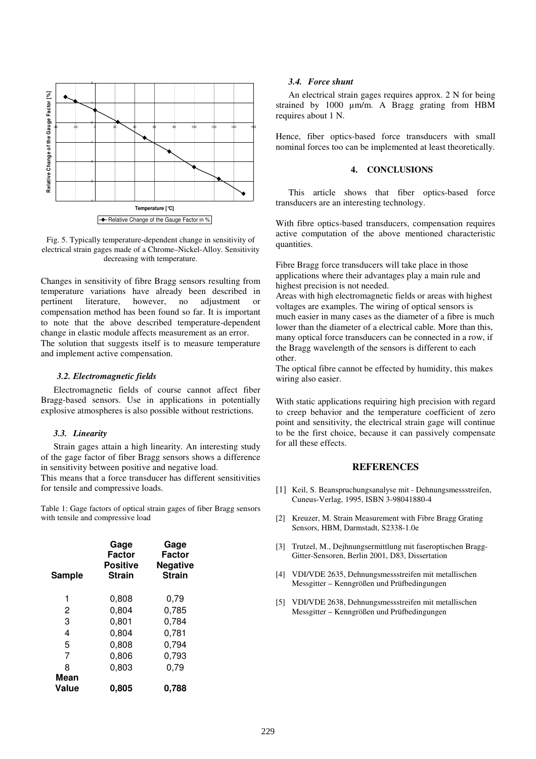Relative Change of the Gauge Factor [%]

3
2
1
0
-1
-2
-3
-4

-40 -20 0 20 40 60 80 100 120 140 160

Temperature [°C]

Relative Change of the Gauge Factor in %

Fig. 5. Typically temperature-dependent change in sensitivity of electrical strain gages made of a Chrome–Nickel-Alloy. Sensitivity decreasing with temperature.

Changes in sensitivity of fibre Bragg sensors resulting from temperature variations have already been described in pertinent literature, however, no adjustment or compensation method has been found so far. It is important to note that the above described temperature-dependent change in elastic module affects measurement as an error.
The solution that suggests itself is to measure temperature and implement active compensation.

### *3.2. Electromagnetic fields*

Electromagnetic fields of course cannot affect fiber Bragg-based sensors. Use in applications in potentially explosive atmospheres is also possible without restrictions.

### *3.3. Linearity*

Strain gages attain a high linearity. An interesting study of the gage factor of fiber Bragg sensors shows a difference in sensitivity between positive and negative load.
This means that a force transducer has different sensitivities for tensile and compressive loads.

Table 1: Gage factors of optical strain gages of fiber Bragg sensors with tensile and compressive load

| Sample | Gage Factor Positive Strain | Gage Factor Negative Strain |
|---|---|---|
| 1 | 0,808 | 0,79 |
| 2 | 0,804 | 0,785 |
| 3 | 0,801 | 0,784 |
| 4 | 0,804 | 0,781 |
| 5 | 0,808 | 0,794 |
| 7 | 0,806 | 0,793 |
| 8 | 0,803 | 0,79 |
| **Mean Value** | **0,805** | **0,788** |

### *3.4. Force shunt*

An electrical strain gages requires approx. 2 N for being strained by 1000 µm/m. A Bragg grating from HBM requires about 1 N.

Hence, fiber optics-based force transducers with small nominal forces too can be implemented at least theoretically.

## 4. CONCLUSIONS

This article shows that fiber optics-based force transducers are an interesting technology.

With fibre optics-based transducers, compensation requires active computation of the above mentioned characteristic quantities.

Fibre Bragg force transducers will take place in those applications where their advantages play a main rule and highest precision is not needed.
Areas with high electromagnetic fields or areas with highest voltages are examples. The wiring of optical sensors is much easier in many cases as the diameter of a fibre is much lower than the diameter of a electrical cable. More than this, many optical force transducers can be connected in a row, if the Bragg wavelength of the sensors is different to each other.
The optical fibre cannot be effected by humidity, this makes wiring also easier.

With static applications requiring high precision with regard to creep behavior and the temperature coefficient of zero point and sensitivity, the electrical strain gage will continue to be the first choice, because it can passively compensate for all these effects.

## REFERENCES

[1] Keil, S. Beanspruchungsanalyse mit - Dehnungsmessstreifen, Cuneus-Verlag, 1995, ISBN 3-98041880-4

[2] Kreuzer, M. Strain Measurement with Fibre Bragg Grating Sensors, HBM, Darmstadt, S2338-1.0e

[3] Trutzel, M., Dejhnungsermittlung mit faseroptischen Bragg-Gitter-Sensoren, Berlin 2001, D83, Dissertation

[4] VDI/VDE 2635, Dehnungsmessstreifen mit metallischen Messgitter – Kenngrößen und Prüfbedingungen

[5] VDI/VDE 2638, Dehnungsmessstreifen mit metallischen Messgitter – Kenngrößen und Prüfbedingungen